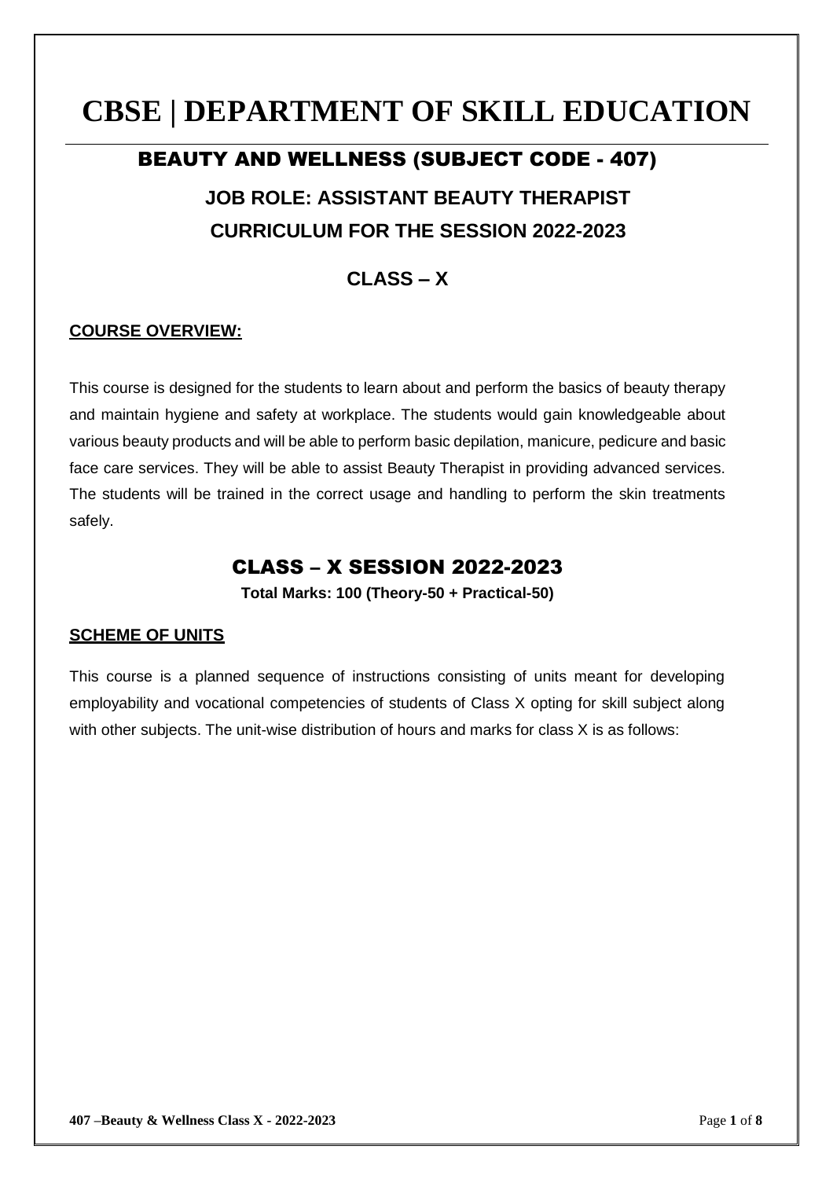# CBSE | DEPARTMENT OF SKILL EDUCATION

## BEAUTY AND WELLNESS (SUBJECT CODE - 407)

### JOB ROLE: ASSISTANT BEAUTY THERAPIST

### CURRICULUM FOR THE SESSION 2022-2023

### CLASS – X

**COURSE OVERVIEW:**

This course is designed for the students to learn about and perform the basics of beauty therapy and maintain hygiene and safety at workplace. The students would gain knowledgeable about various beauty products and will be able to perform basic depilation, manicure, pedicure and basic face care services. They will be able to assist Beauty Therapist in providing advanced services. The students will be trained in the correct usage and handling to perform the skin treatments safely.

## CLASS – X SESSION 2022-2023

**Total Marks: 100 (Theory-50 + Practical-50)**

**SCHEME OF UNITS**

This course is a planned sequence of instructions consisting of units meant for developing employability and vocational competencies of students of Class X opting for skill subject along with other subjects. The unit-wise distribution of hours and marks for class X is as follows: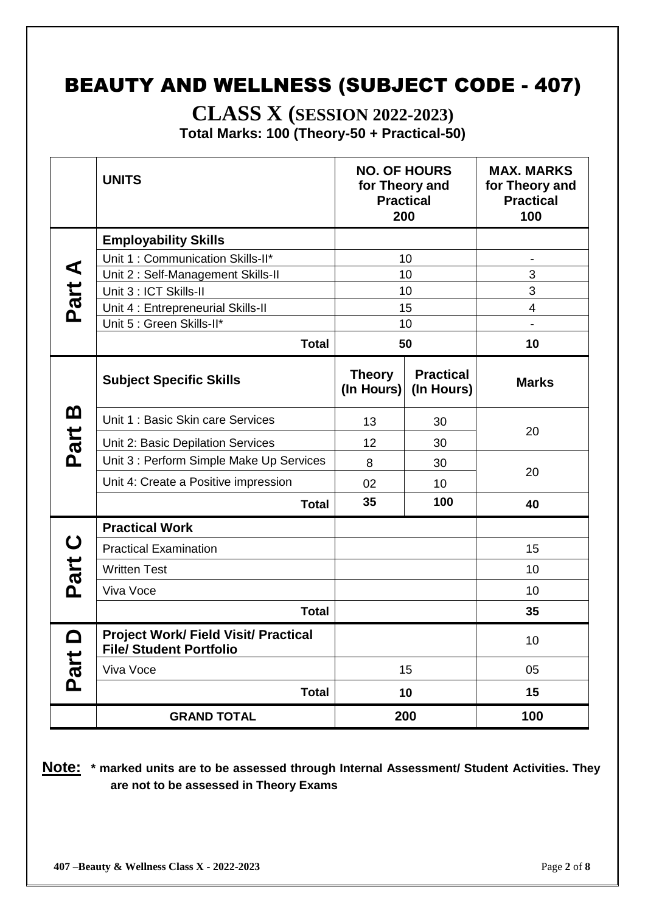# BEAUTY AND WELLNESS (SUBJECT CODE - 407)

## CLASS X (SESSION 2022-2023)

**Total Marks: 100 (Theory-50 + Practical-50)**

| | **UNITS** | **NO. OF HOURS for Theory and Practical 200** | | **MAX. MARKS for Theory and Practical 100** |
|---|---|---|---|---|
| **Part A** | **Employability Skills** | | | |
| | Unit 1 : Communication Skills-II* | 10 | | - |
| | Unit 2 : Self-Management Skills-II | 10 | | 3 |
| | Unit 3 : ICT Skills-II | 10 | | 3 |
| | Unit 4 : Entrepreneurial Skills-II | 15 | | 4 |
| | Unit 5 : Green Skills-II* | 10 | | - |
| | **Total** | **50** | | **10** |
| **Part B** | **Subject Specific Skills** | **Theory (In Hours)** | **Practical (In Hours)** | **Marks** |
| | Unit 1 : Basic Skin care Services | 13 | 30 | 20 |
| | Unit 2: Basic Depilation Services | 12 | 30 | |
| | Unit 3 : Perform Simple Make Up Services | 8 | 30 | 20 |
| | Unit 4: Create a Positive impression | 02 | 10 | |
| | **Total** | **35** | **100** | **40** |
| **Part C** | **Practical Work** | | | |
| | Practical Examination | | | 15 |
| | Written Test | | | 10 |
| | Viva Voce | | | 10 |
| | **Total** | | | **35** |
| **Part D** | **Project Work/ Field Visit/ Practical File/ Student Portfolio** | | | 10 |
| | Viva Voce | 15 | | 05 |
| | **Total** | **10** | | **15** |
| | **GRAND TOTAL** | **200** | | **100** |

**Note: * marked units are to be assessed through Internal Assessment/ Student Activities. They are not to be assessed in Theory Exams**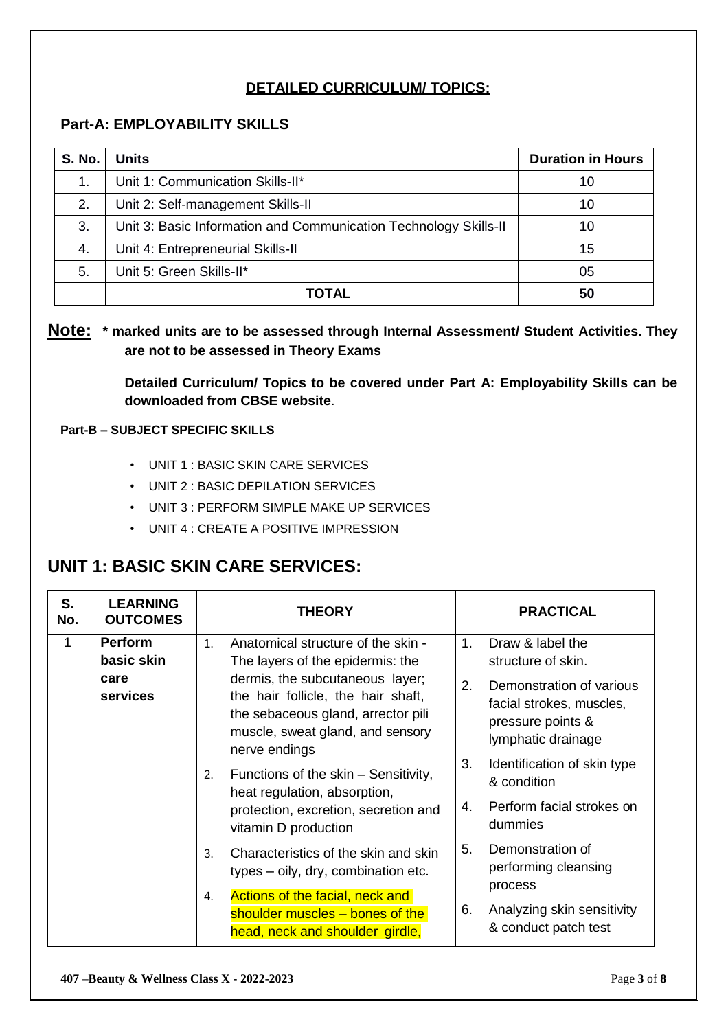## DETAILED CURRICULUM/ TOPICS:

### Part-A: EMPLOYABILITY SKILLS

| S. No. | Units | Duration in Hours |
|---|---|---|
| 1. | Unit 1: Communication Skills-II* | 10 |
| 2. | Unit 2: Self-management Skills-II | 10 |
| 3. | Unit 3: Basic Information and Communication Technology Skills-II | 10 |
| 4. | Unit 4: Entrepreneurial Skills-II | 15 |
| 5. | Unit 5: Green Skills-II* | 05 |
| | **TOTAL** | **50** |

**Note: * marked units are to be assessed through Internal Assessment/ Student Activities. They are not to be assessed in Theory Exams**

**Detailed Curriculum/ Topics to be covered under Part A: Employability Skills can be downloaded from CBSE website**.

**Part-B – SUBJECT SPECIFIC SKILLS**

- UNIT 1 : BASIC SKIN CARE SERVICES
- UNIT 2 : BASIC DEPILATION SERVICES
- UNIT 3 : PERFORM SIMPLE MAKE UP SERVICES
- UNIT 4 : CREATE A POSITIVE IMPRESSION

## UNIT 1: BASIC SKIN CARE SERVICES:

| S. No. | LEARNING OUTCOMES | THEORY | PRACTICAL |
|---|---|---|---|
| 1 | **Perform basic skin care services** | 1. Anatomical structure of the skin - The layers of the epidermis: the dermis, the subcutaneous layer; the hair follicle, the hair shaft, the sebaceous gland, arrector pili muscle, sweat gland, and sensory nerve endings<br>2. Functions of the skin – Sensitivity, heat regulation, absorption, protection, excretion, secretion and vitamin D production<br>3. Characteristics of the skin and skin types – oily, dry, combination etc.<br>4. Actions of the facial, neck and shoulder muscles – bones of the head, neck and shoulder girdle, | 1. Draw & label the structure of skin.<br>2. Demonstration of various facial strokes, muscles, pressure points & lymphatic drainage<br>3. Identification of skin type & condition<br>4. Perform facial strokes on dummies<br>5. Demonstration of performing cleansing process<br>6. Analyzing skin sensitivity & conduct patch test |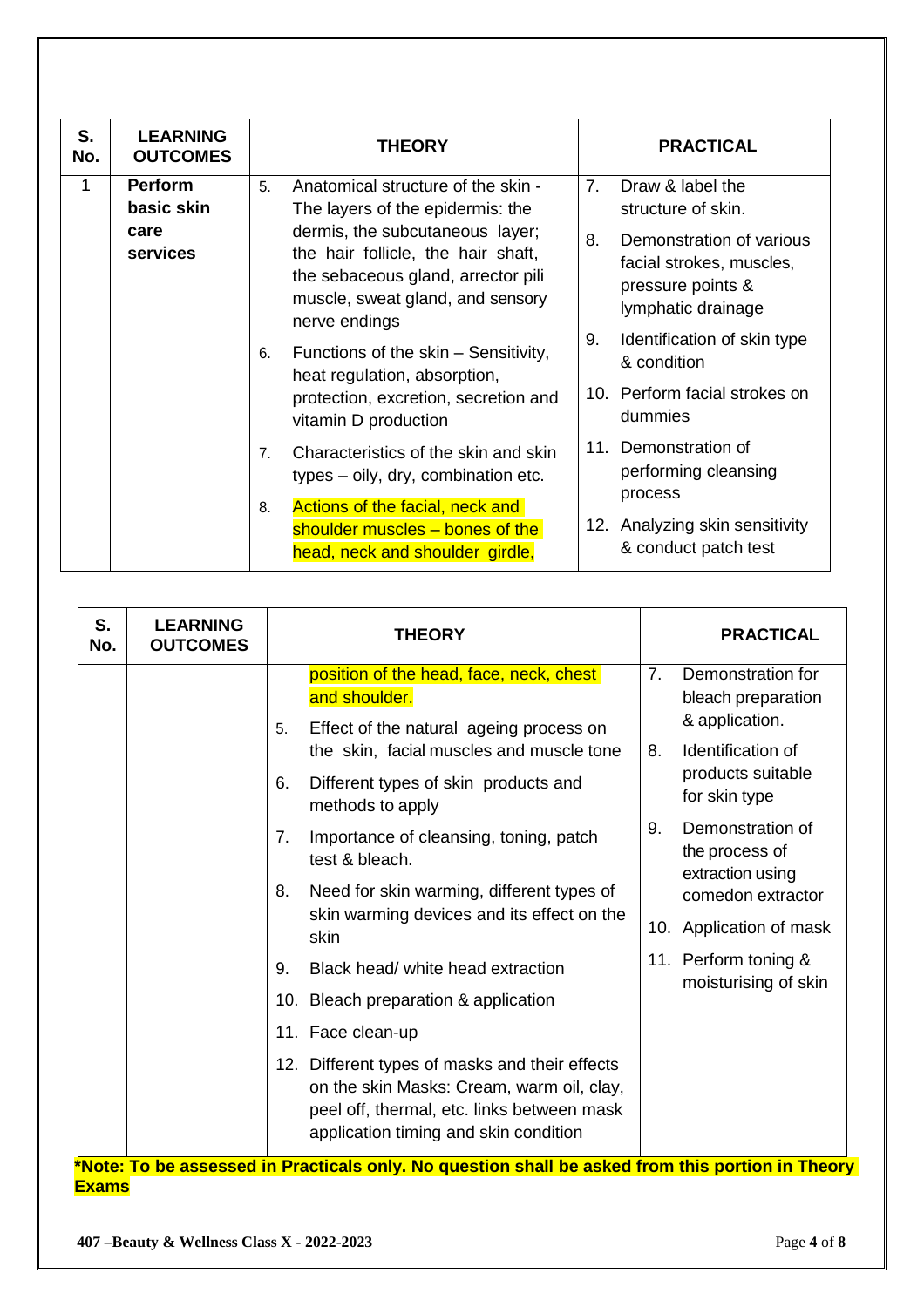| S. No. | LEARNING OUTCOMES | THEORY | PRACTICAL |
|---|---|---|---|
| 1 | **Perform basic skin care services** | 5. Anatomical structure of the skin - The layers of the epidermis: the dermis, the subcutaneous layer; the hair follicle, the hair shaft, the sebaceous gland, arrector pili muscle, sweat gland, and sensory nerve endings<br>6. Functions of the skin – Sensitivity, heat regulation, absorption, protection, excretion, secretion and vitamin D production<br>7. Characteristics of the skin and skin types – oily, dry, combination etc.<br>8. Actions of the facial, neck and shoulder muscles – bones of the head, neck and shoulder girdle, | 7. Draw & label the structure of skin.<br>8. Demonstration of various facial strokes, muscles, pressure points & lymphatic drainage<br>9. Identification of skin type & condition<br>10. Perform facial strokes on dummies<br>11. Demonstration of performing cleansing process<br>12. Analyzing skin sensitivity & conduct patch test |

| S. No. | LEARNING OUTCOMES | THEORY | PRACTICAL |
|---|---|---|---|
| | | position of the head, face, neck, chest and shoulder.<br>5. Effect of the natural ageing process on the skin, facial muscles and muscle tone<br>6. Different types of skin products and methods to apply<br>7. Importance of cleansing, toning, patch test & bleach.<br>8. Need for skin warming, different types of skin warming devices and its effect on the skin<br>9. Black head/ white head extraction<br>10. Bleach preparation & application<br>11. Face clean-up<br>12. Different types of masks and their effects on the skin Masks: Cream, warm oil, clay, peel off, thermal, etc. links between mask application timing and skin condition | 7. Demonstration for bleach preparation & application.<br>8. Identification of products suitable for skin type<br>9. Demonstration of the process of extraction using comedon extractor<br>10. Application of mask<br>11. Perform toning & moisturising of skin |

***Note: To be assessed in Practicals only. No question shall be asked from this portion in Theory Exams**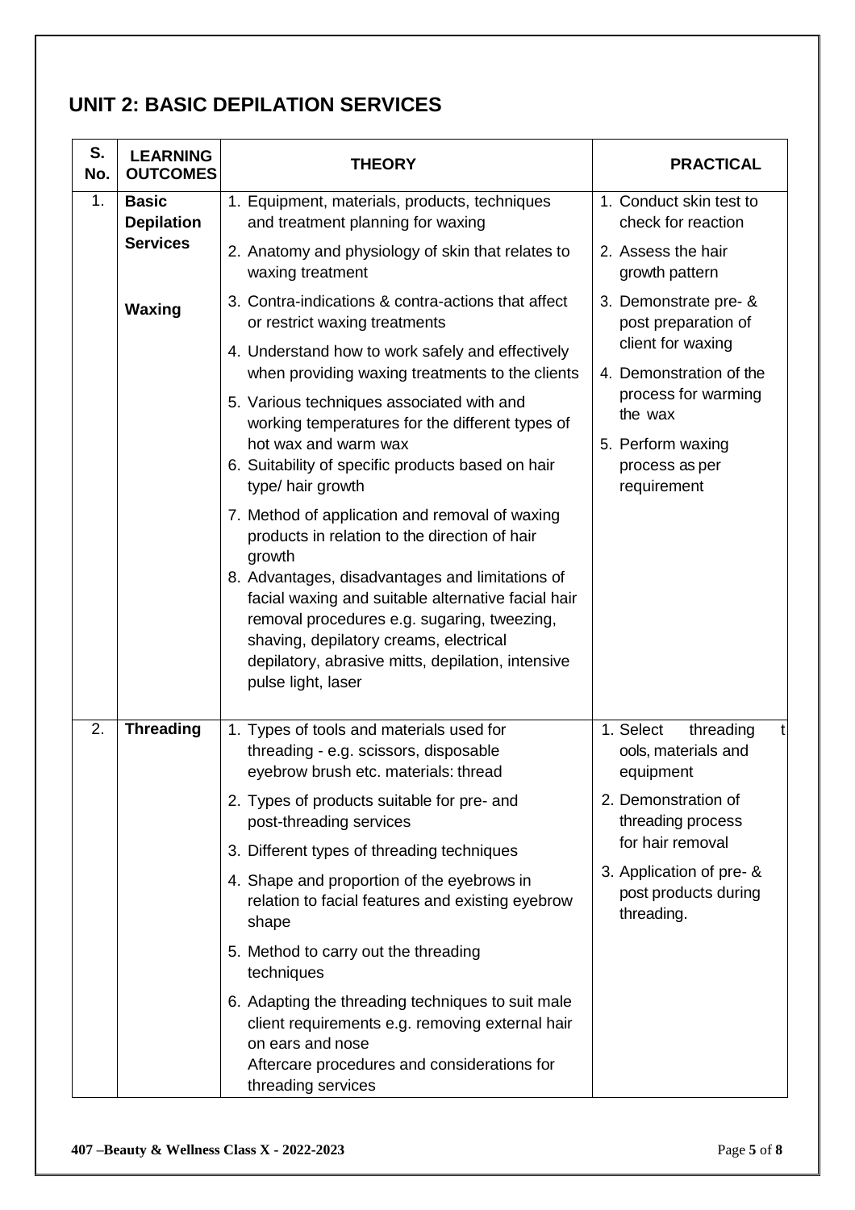## UNIT 2: BASIC DEPILATION SERVICES

| S. No. | LEARNING OUTCOMES | THEORY | PRACTICAL |
|---|---|---|---|
| 1. | **Basic Depilation Services**<br><br>**Waxing** | 1. Equipment, materials, products, techniques and treatment planning for waxing<br>2. Anatomy and physiology of skin that relates to waxing treatment<br>3. Contra-indications & contra-actions that affect or restrict waxing treatments<br>4. Understand how to work safely and effectively when providing waxing treatments to the clients<br>5. Various techniques associated with and working temperatures for the different types of hot wax and warm wax<br>6. Suitability of specific products based on hair type/ hair growth<br>7. Method of application and removal of waxing products in relation to the direction of hair growth<br>8. Advantages, disadvantages and limitations of facial waxing and suitable alternative facial hair removal procedures e.g. sugaring, tweezing, shaving, depilatory creams, electrical depilatory, abrasive mitts, depilation, intensive pulse light, laser | 1. Conduct skin test to check for reaction<br>2. Assess the hair growth pattern<br>3. Demonstrate pre- & post preparation of client for waxing<br>4. Demonstration of the process for warming the wax<br>5. Perform waxing process as per requirement |
| 2. | **Threading** | 1. Types of tools and materials used for threading - e.g. scissors, disposable eyebrow brush etc. materials: thread<br>2. Types of products suitable for pre- and post-threading services<br>3. Different types of threading techniques<br>4. Shape and proportion of the eyebrows in relation to facial features and existing eyebrow shape<br>5. Method to carry out the threading techniques<br>6. Adapting the threading techniques to suit male client requirements e.g. removing external hair on ears and nose<br>Aftercare procedures and considerations for threading services | 1. Select threading tools, materials and equipment<br>2. Demonstration of threading process for hair removal<br>3. Application of pre- & post products during threading. |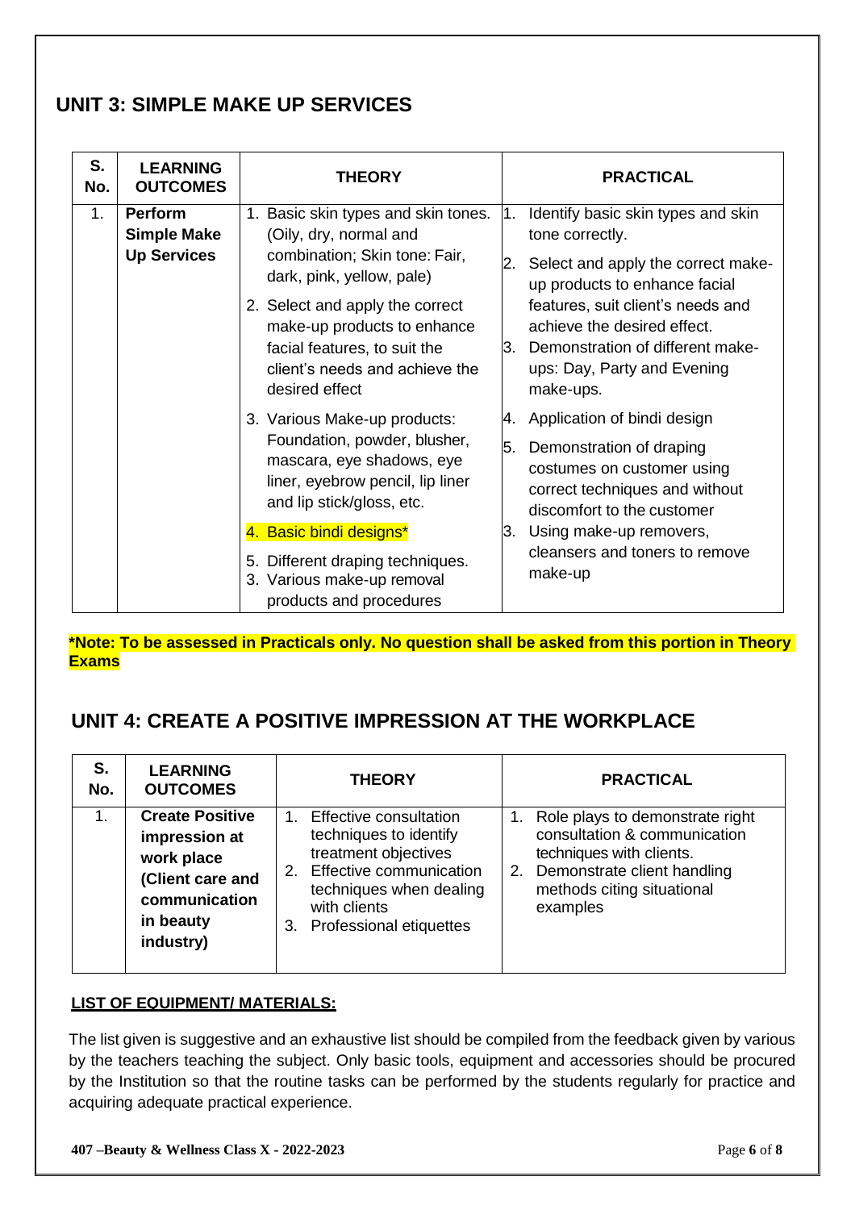## UNIT 3: SIMPLE MAKE UP SERVICES

| S. No. | LEARNING OUTCOMES | THEORY | PRACTICAL |
|---|---|---|---|
| 1. | **Perform Simple Make Up Services** | 1. Basic skin types and skin tones. (Oily, dry, normal and combination; Skin tone: Fair, dark, pink, yellow, pale)<br>2. Select and apply the correct make-up products to enhance facial features, to suit the client's needs and achieve the desired effect<br>3. Various Make-up products: Foundation, powder, blusher, mascara, eye shadows, eye liner, eyebrow pencil, lip liner and lip stick/gloss, etc.<br>4. Basic bindi designs*<br>5. Different draping techniques.<br>3. Various make-up removal products and procedures | 1. Identify basic skin types and skin tone correctly.<br>2. Select and apply the correct make-up products to enhance facial features, suit client's needs and achieve the desired effect.<br>3. Demonstration of different make-ups: Day, Party and Evening make-ups.<br>4. Application of bindi design<br>5. Demonstration of draping costumes on customer using correct techniques and without discomfort to the customer<br>3. Using make-up removers, cleansers and toners to remove make-up |

***Note: To be assessed in Practicals only. No question shall be asked from this portion in Theory Exams**

## UNIT 4: CREATE A POSITIVE IMPRESSION AT THE WORKPLACE

| S. No. | LEARNING OUTCOMES | THEORY | PRACTICAL |
|---|---|---|---|
| 1. | **Create Positive impression at work place (Client care and communication in beauty industry)** | 1. Effective consultation techniques to identify treatment objectives<br>2. Effective communication techniques when dealing with clients<br>3. Professional etiquettes | 1. Role plays to demonstrate right consultation & communication techniques with clients.<br>2. Demonstrate client handling methods citing situational examples |

**LIST OF EQUIPMENT/ MATERIALS:**

The list given is suggestive and an exhaustive list should be compiled from the feedback given by various by the teachers teaching the subject. Only basic tools, equipment and accessories should be procured by the Institution so that the routine tasks can be performed by the students regularly for practice and acquiring adequate practical experience.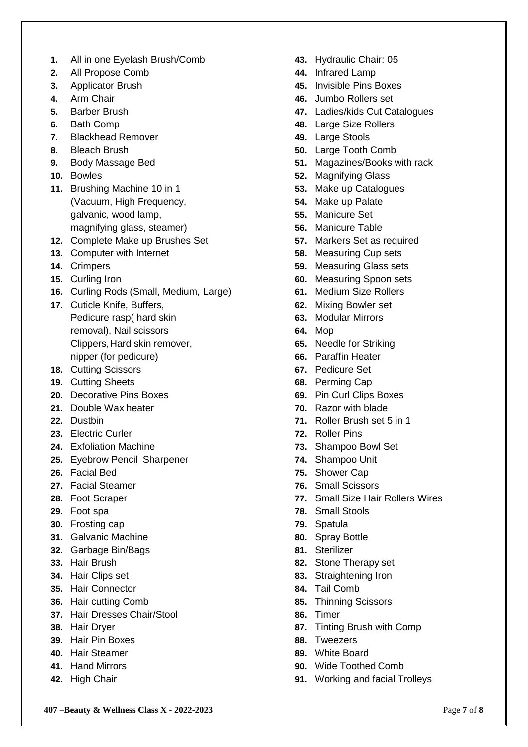1. All in one Eyelash Brush/Comb
2. All Propose Comb
3. Applicator Brush
4. Arm Chair
5. Barber Brush
6. Bath Comp
7. Blackhead Remover
8. Bleach Brush
9. Body Massage Bed
10. Bowles
11. Brushing Machine 10 in 1 (Vacuum, High Frequency, galvanic, wood lamp, magnifying glass, steamer)
12. Complete Make up Brushes Set
13. Computer with Internet
14. Crimpers
15. Curling Iron
16. Curling Rods (Small, Medium, Large)
17. Cuticle Knife, Buffers, Pedicure rasp( hard skin removal), Nail scissors Clippers, Hard skin remover, nipper (for pedicure)
18. Cutting Scissors
19. Cutting Sheets
20. Decorative Pins Boxes
21. Double Wax heater
22. Dustbin
23. Electric Curler
24. Exfoliation Machine
25. Eyebrow Pencil Sharpener
26. Facial Bed
27. Facial Steamer
28. Foot Scraper
29. Foot spa
30. Frosting cap
31. Galvanic Machine
32. Garbage Bin/Bags
33. Hair Brush
34. Hair Clips set
35. Hair Connector
36. Hair cutting Comb
37. Hair Dresses Chair/Stool
38. Hair Dryer
39. Hair Pin Boxes
40. Hair Steamer
41. Hand Mirrors
42. High Chair
43. Hydraulic Chair: 05
44. Infrared Lamp
45. Invisible Pins Boxes
46. Jumbo Rollers set
47. Ladies/kids Cut Catalogues
48. Large Size Rollers
49. Large Stools
50. Large Tooth Comb
51. Magazines/Books with rack
52. Magnifying Glass
53. Make up Catalogues
54. Make up Palate
55. Manicure Set
56. Manicure Table
57. Markers Set as required
58. Measuring Cup sets
59. Measuring Glass sets
60. Measuring Spoon sets
61. Medium Size Rollers
62. Mixing Bowler set
63. Modular Mirrors
64. Mop
65. Needle for Striking
66. Paraffin Heater
67. Pedicure Set
68. Perming Cap
69. Pin Curl Clips Boxes
70. Razor with blade
71. Roller Brush set 5 in 1
72. Roller Pins
73. Shampoo Bowl Set
74. Shampoo Unit
75. Shower Cap
76. Small Scissors
77. Small Size Hair Rollers Wires
78. Small Stools
79. Spatula
80. Spray Bottle
81. Sterilizer
82. Stone Therapy set
83. Straightening Iron
84. Tail Comb
85. Thinning Scissors
86. Timer
87. Tinting Brush with Comp
88. Tweezers
89. White Board
90. Wide Toothed Comb
91. Working and facial Trolleys